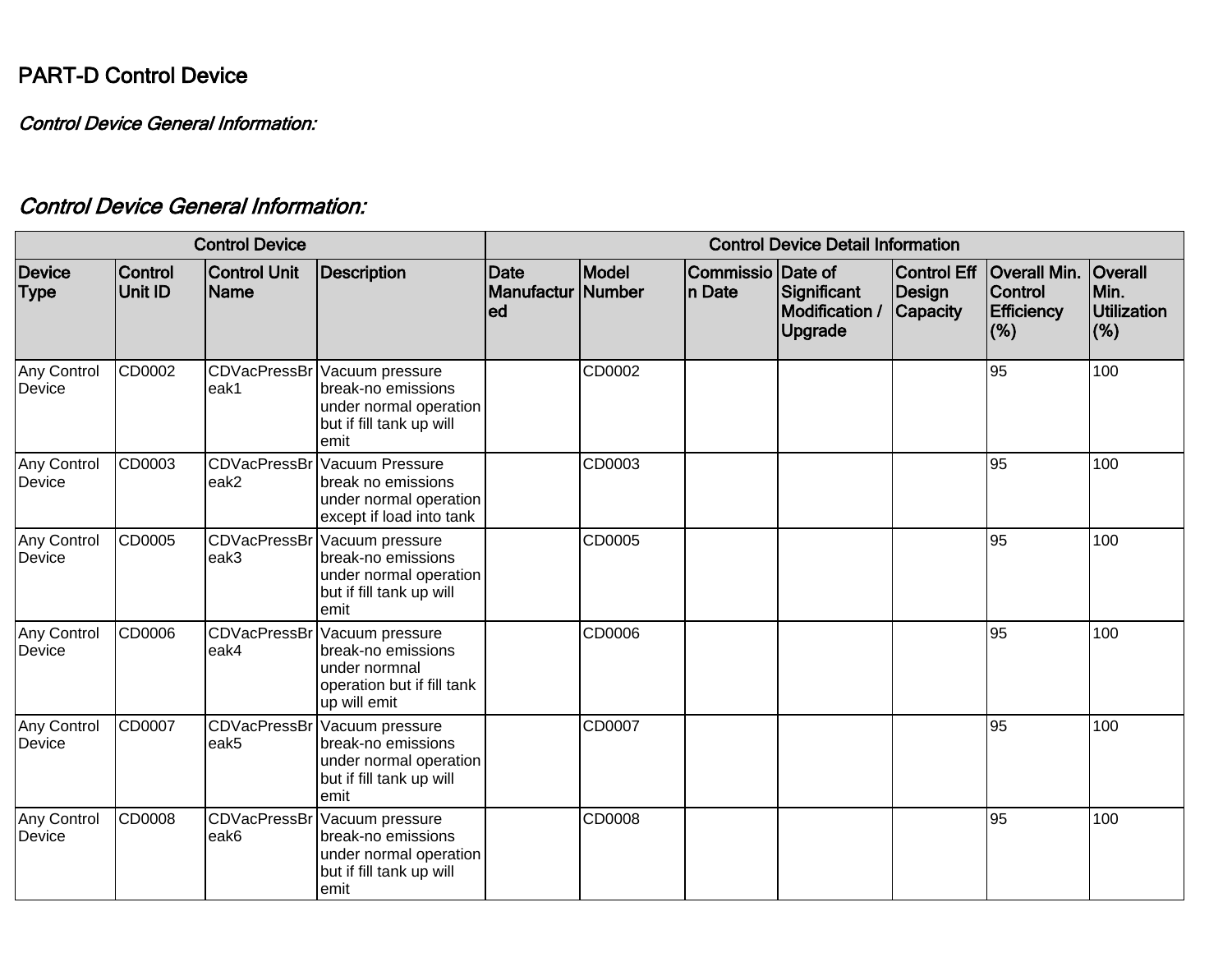# PART-D Control Device

*Control Device General Information:*

## *Control Device General Information:*

| Control Device | | | | Control Device Detail Information | | | | | | |
|---|---|---|---|---|---|---|---|---|---|---|
| **Device Type** | **Control Unit ID** | **Control Unit Name** | **Description** | **Date Manufactured** | **Model Number** | **Commission Date** | **Date of Significant Modification / Upgrade** | **Control Eff Design Capacity** | **Overall Min. Control Efficiency (%)** | **Overall Min. Utilization (%)** |
| Any Control Device | CD0002 | CDVacPressBreak1 | Vacuum pressure break-no emissions under normal operation but if fill tank up will emit | | CD0002 | | | | 95 | 100 |
| Any Control Device | CD0003 | CDVacPressBreak2 | Vacuum Pressure break no emissions under normal operation except if load into tank | | CD0003 | | | | 95 | 100 |
| Any Control Device | CD0005 | CDVacPressBreak3 | Vacuum pressure break-no emissions under normal operation but if fill tank up will emit | | CD0005 | | | | 95 | 100 |
| Any Control Device | CD0006 | CDVacPressBreak4 | Vacuum pressure break-no emissions under normnal operation but if fill tank up will emit | | CD0006 | | | | 95 | 100 |
| Any Control Device | CD0007 | CDVacPressBreak5 | Vacuum pressure break-no emissions under normal operation but if fill tank up will emit | | CD0007 | | | | 95 | 100 |
| Any Control Device | CD0008 | CDVacPressBreak6 | Vacuum pressure break-no emissions under normal operation but if fill tank up will emit | | CD0008 | | | | 95 | 100 |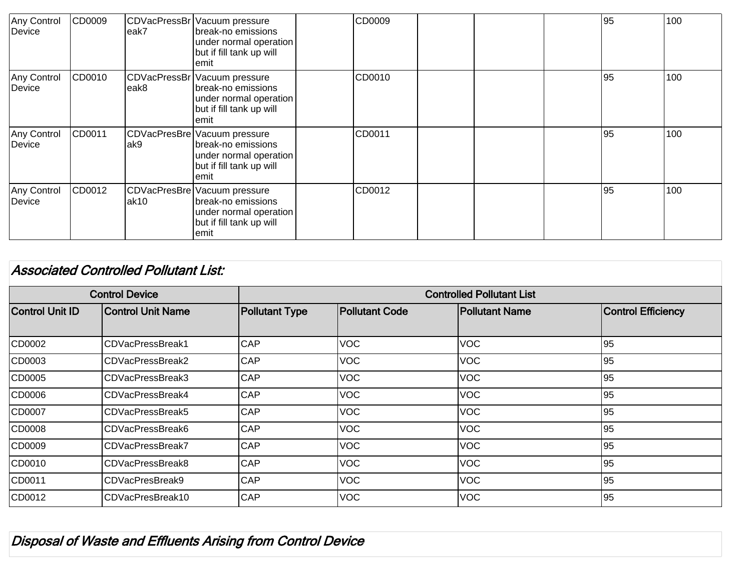| Any Control Device | CD0009 | CDVacPressBreak7 | Vacuum pressure break-no emissions under normal operation but if fill tank up will emit | | CD0009 | | | | 95 | 100 |
|---|---|---|---|---|---|---|---|---|---|---|
| Any Control Device | CD0010 | CDVacPressBreak8 | Vacuum pressure break-no emissions under normal operation but if fill tank up will emit | | CD0010 | | | | 95 | 100 |
| Any Control Device | CD0011 | CDVacPresBreak9 | Vacuum pressure break-no emissions under normal operation but if fill tank up will emit | | CD0011 | | | | 95 | 100 |
| Any Control Device | CD0012 | CDVacPresBreak10 | Vacuum pressure break-no emissions under normal operation but if fill tank up will emit | | CD0012 | | | | 95 | 100 |

## *Associated Controlled Pollutant List:*

| Control Device | | Controlled Pollutant List | | | |
|---|---|---|---|---|---|
| **Control Unit ID** | **Control Unit Name** | **Pollutant Type** | **Pollutant Code** | **Pollutant Name** | **Control Efficiency** |
| CD0002 | CDVacPressBreak1 | CAP | VOC | VOC | 95 |
| CD0003 | CDVacPressBreak2 | CAP | VOC | VOC | 95 |
| CD0005 | CDVacPressBreak3 | CAP | VOC | VOC | 95 |
| CD0006 | CDVacPressBreak4 | CAP | VOC | VOC | 95 |
| CD0007 | CDVacPressBreak5 | CAP | VOC | VOC | 95 |
| CD0008 | CDVacPressBreak6 | CAP | VOC | VOC | 95 |
| CD0009 | CDVacPressBreak7 | CAP | VOC | VOC | 95 |
| CD0010 | CDVacPressBreak8 | CAP | VOC | VOC | 95 |
| CD0011 | CDVacPresBreak9 | CAP | VOC | VOC | 95 |
| CD0012 | CDVacPresBreak10 | CAP | VOC | VOC | 95 |

## *Disposal of Waste and Effluents Arising from Control Device*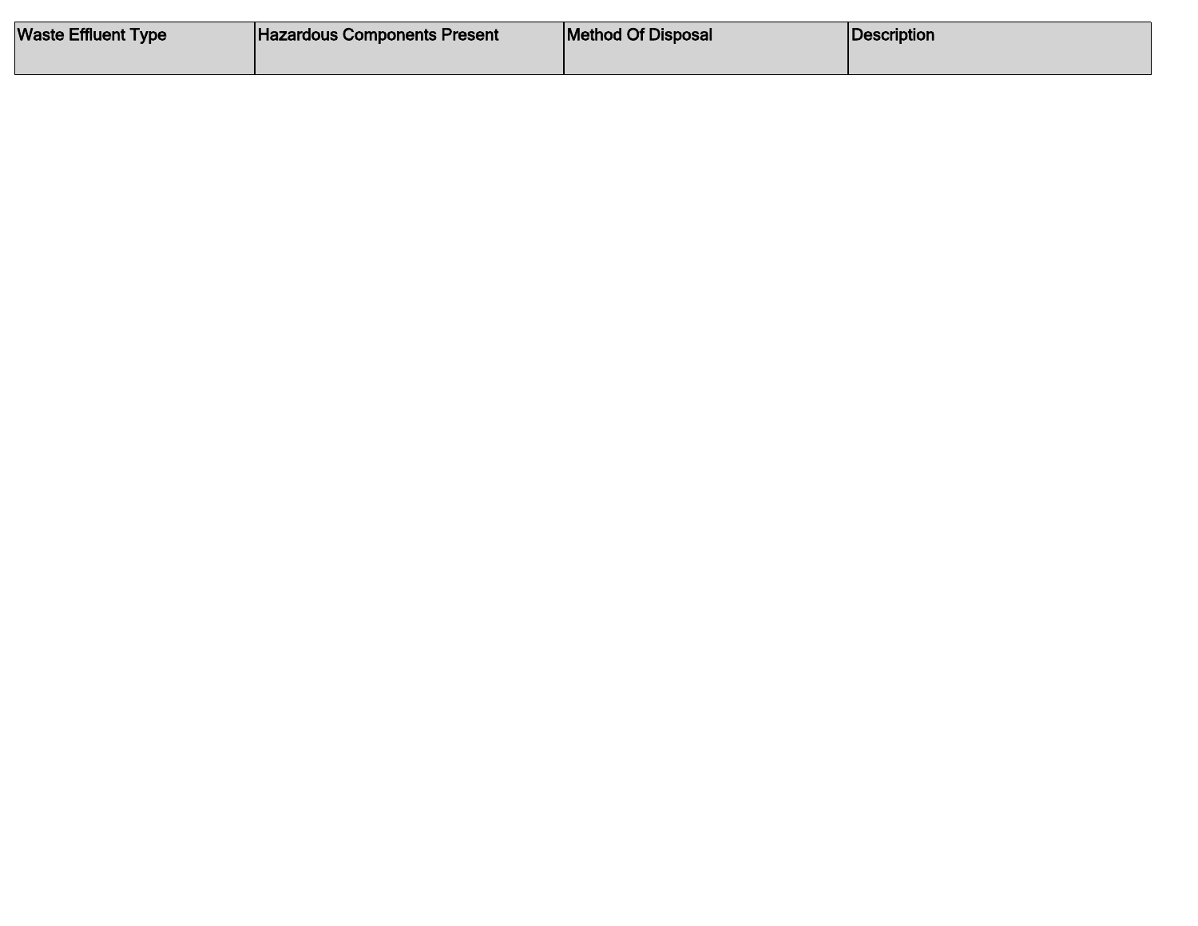| Waste Effluent Type | Hazardous Components Present | Method Of Disposal | Description |
| --- | --- | --- | --- |